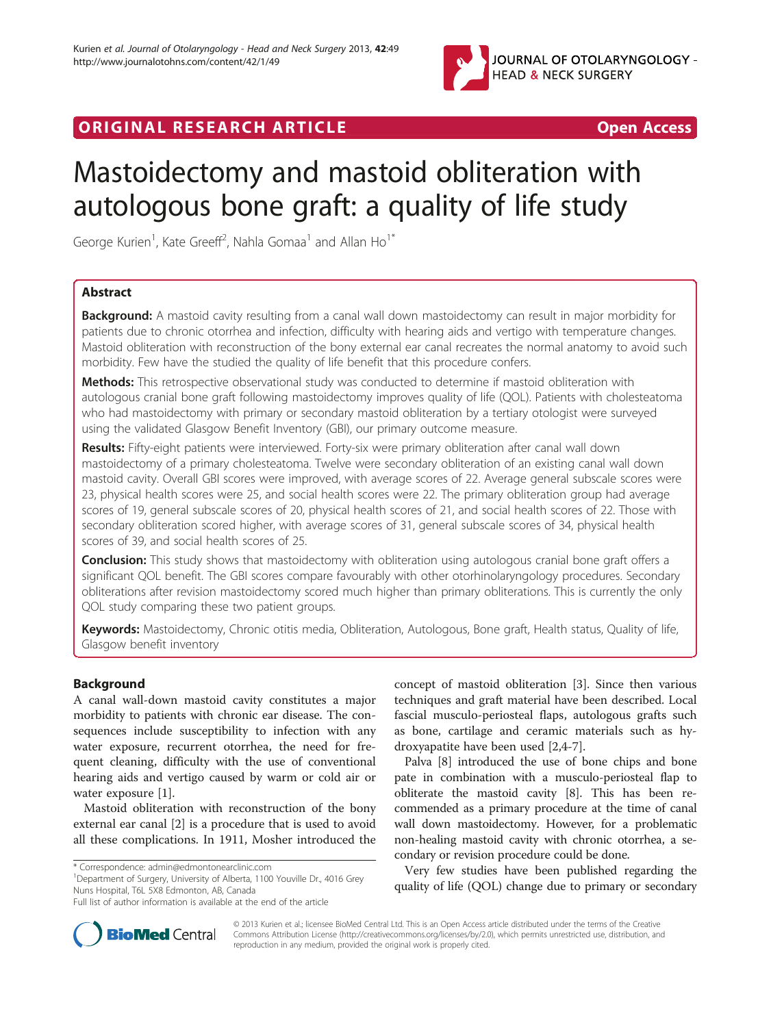ORIGINAL RESEARCH ARTICLE

Open Access

# Mastoidectomy and mastoid obliteration with autologous bone graft: a quality of life study

George Kurien[1], Kate Greeff[2], Nahla Gomaa[1] and Allan Ho[1*]

## Abstract

**Background:** A mastoid cavity resulting from a canal wall down mastoidectomy can result in major morbidity for patients due to chronic otorrhea and infection, difficulty with hearing aids and vertigo with temperature changes. Mastoid obliteration with reconstruction of the bony external ear canal recreates the normal anatomy to avoid such morbidity. Few have the studied the quality of life benefit that this procedure confers.

**Methods:** This retrospective observational study was conducted to determine if mastoid obliteration with autologous cranial bone graft following mastoidectomy improves quality of life (QOL). Patients with cholesteatoma who had mastoidectomy with primary or secondary mastoid obliteration by a tertiary otologist were surveyed using the validated Glasgow Benefit Inventory (GBI), our primary outcome measure.

**Results:** Fifty-eight patients were interviewed. Forty-six were primary obliteration after canal wall down mastoidectomy of a primary cholesteatoma. Twelve were secondary obliteration of an existing canal wall down mastoid cavity. Overall GBI scores were improved, with average scores of 22. Average general subscale scores were 23, physical health scores were 25, and social health scores were 22. The primary obliteration group had average scores of 19, general subscale scores of 20, physical health scores of 21, and social health scores of 22. Those with secondary obliteration scored higher, with average scores of 31, general subscale scores of 34, physical health scores of 39, and social health scores of 25.

**Conclusion:** This study shows that mastoidectomy with obliteration using autologous cranial bone graft offers a significant QOL benefit. The GBI scores compare favourably with other otorhinolaryngology procedures. Secondary obliterations after revision mastoidectomy scored much higher than primary obliterations. This is currently the only QOL study comparing these two patient groups.

**Keywords:** Mastoidectomy, Chronic otitis media, Obliteration, Autologous, Bone graft, Health status, Quality of life, Glasgow benefit inventory

## Background

A canal wall-down mastoid cavity constitutes a major morbidity to patients with chronic ear disease. The consequences include susceptibility to infection with any water exposure, recurrent otorrhea, the need for frequent cleaning, difficulty with the use of conventional hearing aids and vertigo caused by warm or cold air or water exposure [1].

Mastoid obliteration with reconstruction of the bony external ear canal [2] is a procedure that is used to avoid all these complications. In 1911, Mosher introduced the concept of mastoid obliteration [3]. Since then various techniques and graft material have been described. Local fascial musculo-periosteal flaps, autologous grafts such as bone, cartilage and ceramic materials such as hydroxyapatite have been used [2,4-7].

Palva [8] introduced the use of bone chips and bone pate in combination with a musculo-periosteal flap to obliterate the mastoid cavity [8]. This has been recommended as a primary procedure at the time of canal wall down mastoidectomy. However, for a problematic non-healing mastoid cavity with chronic otorrhea, a secondary or revision procedure could be done.

Very few studies have been published regarding the quality of life (QOL) change due to primary or secondary

\* Correspondence: admin@edmontonearclinic.com
[1]Department of Surgery, University of Alberta, 1100 Youville Dr., 4016 Grey Nuns Hospital, T6L 5X8 Edmonton, AB, Canada
Full list of author information is available at the end of the article

© 2013 Kurien et al.; licensee BioMed Central Ltd. This is an Open Access article distributed under the terms of the Creative Commons Attribution License (http://creativecommons.org/licenses/by/2.0), which permits unrestricted use, distribution, and reproduction in any medium, provided the original work is properly cited.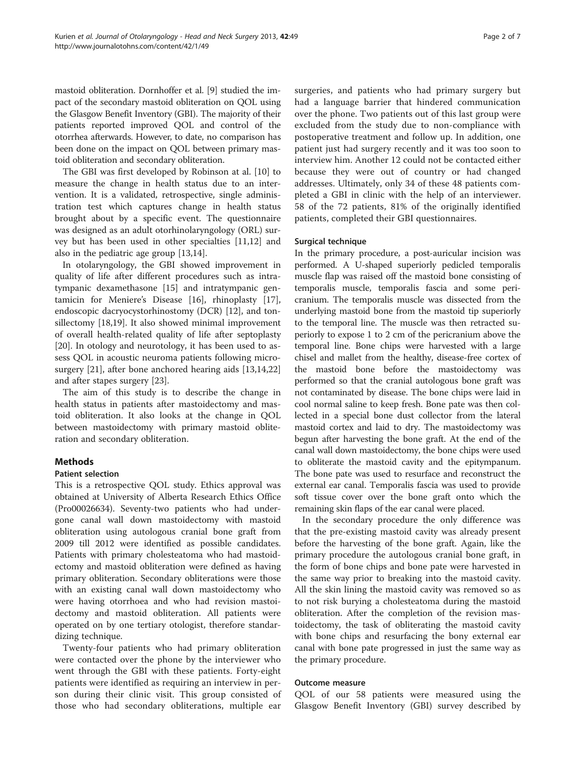mastoid obliteration. Dornhoffer et al. [9] studied the impact of the secondary mastoid obliteration on QOL using the Glasgow Benefit Inventory (GBI). The majority of their patients reported improved QOL and control of the otorrhea afterwards. However, to date, no comparison has been done on the impact on QOL between primary mastoid obliteration and secondary obliteration.

The GBI was first developed by Robinson at al. [10] to measure the change in health status due to an intervention. It is a validated, retrospective, single administration test which captures change in health status brought about by a specific event. The questionnaire was designed as an adult otorhinolaryngology (ORL) survey but has been used in other specialties [11,12] and also in the pediatric age group [13,14].

In otolaryngology, the GBI showed improvement in quality of life after different procedures such as intratympanic dexamethasone [15] and intratympanic gentamicin for Meniere's Disease [16], rhinoplasty [17], endoscopic dacryocystorhinostomy (DCR) [12], and tonsillectomy [18,19]. It also showed minimal improvement of overall health-related quality of life after septoplasty [20]. In otology and neurotology, it has been used to assess QOL in acoustic neuroma patients following microsurgery [21], after bone anchored hearing aids [13,14,22] and after stapes surgery [23].

The aim of this study is to describe the change in health status in patients after mastoidectomy and mastoid obliteration. It also looks at the change in QOL between mastoidectomy with primary mastoid obliteration and secondary obliteration.

## Methods

### Patient selection

This is a retrospective QOL study. Ethics approval was obtained at University of Alberta Research Ethics Office (Pro00026634). Seventy-two patients who had undergone canal wall down mastoidectomy with mastoid obliteration using autologous cranial bone graft from 2009 till 2012 were identified as possible candidates. Patients with primary cholesteatoma who had mastoidectomy and mastoid obliteration were defined as having primary obliteration. Secondary obliterations were those with an existing canal wall down mastoidectomy who were having otorrhoea and who had revision mastoidectomy and mastoid obliteration. All patients were operated on by one tertiary otologist, therefore standardizing technique.

Twenty-four patients who had primary obliteration were contacted over the phone by the interviewer who went through the GBI with these patients. Forty-eight patients were identified as requiring an interview in person during their clinic visit. This group consisted of those who had secondary obliterations, multiple ear surgeries, and patients who had primary surgery but had a language barrier that hindered communication over the phone. Two patients out of this last group were excluded from the study due to non-compliance with postoperative treatment and follow up. In addition, one patient just had surgery recently and it was too soon to interview him. Another 12 could not be contacted either because they were out of country or had changed addresses. Ultimately, only 34 of these 48 patients completed a GBI in clinic with the help of an interviewer. 58 of the 72 patients, 81% of the originally identified patients, completed their GBI questionnaires.

### Surgical technique

In the primary procedure, a post-auricular incision was performed. A U-shaped superiorly pedicled temporalis muscle flap was raised off the mastoid bone consisting of temporalis muscle, temporalis fascia and some pericranium. The temporalis muscle was dissected from the underlying mastoid bone from the mastoid tip superiorly to the temporal line. The muscle was then retracted superiorly to expose 1 to 2 cm of the pericranium above the temporal line. Bone chips were harvested with a large chisel and mallet from the healthy, disease-free cortex of the mastoid bone before the mastoidectomy was performed so that the cranial autologous bone graft was not contaminated by disease. The bone chips were laid in cool normal saline to keep fresh. Bone pate was then collected in a special bone dust collector from the lateral mastoid cortex and laid to dry. The mastoidectomy was begun after harvesting the bone graft. At the end of the canal wall down mastoidectomy, the bone chips were used to obliterate the mastoid cavity and the epitympanum. The bone pate was used to resurface and reconstruct the external ear canal. Temporalis fascia was used to provide soft tissue cover over the bone graft onto which the remaining skin flaps of the ear canal were placed.

In the secondary procedure the only difference was that the pre-existing mastoid cavity was already present before the harvesting of the bone graft. Again, like the primary procedure the autologous cranial bone graft, in the form of bone chips and bone pate were harvested in the same way prior to breaking into the mastoid cavity. All the skin lining the mastoid cavity was removed so as to not risk burying a cholesteatoma during the mastoid obliteration. After the completion of the revision mastoidectomy, the task of obliterating the mastoid cavity with bone chips and resurfacing the bony external ear canal with bone pate progressed in just the same way as the primary procedure.

### Outcome measure

QOL of our 58 patients were measured using the Glasgow Benefit Inventory (GBI) survey described by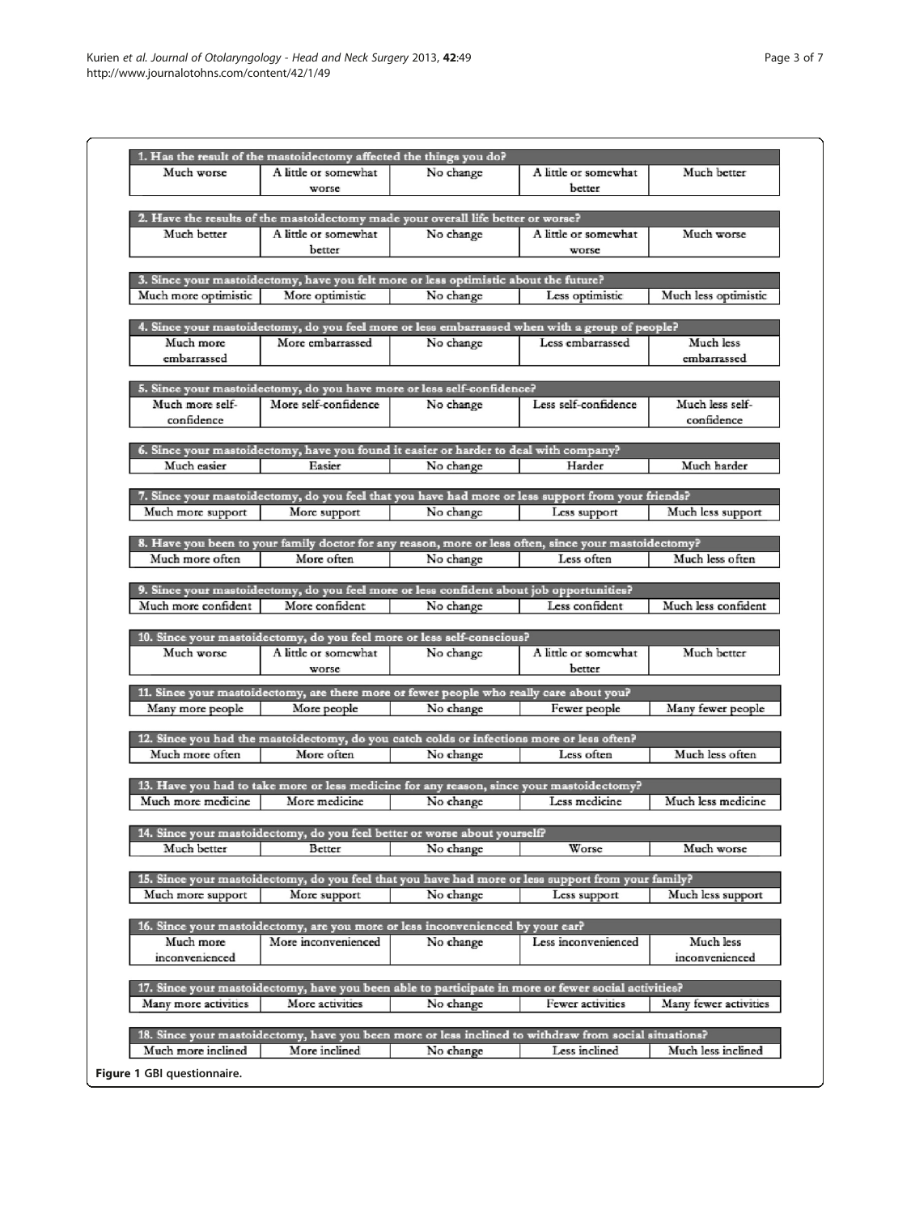| 1. Has the result of the mastoidectomy affected the things you do? | | | | |
|---|---|---|---|---|
| Much worse | A little or somewhat worse | No change | A little or somewhat better | Much better |

| 2. Have the results of the mastoidectomy made your overall life better or worse? | | | | |
|---|---|---|---|---|
| Much better | A little or somewhat better | No change | A little or somewhat worse | Much worse |

| 3. Since your mastoidectomy, have you felt more or less optimistic about the future? | | | | |
|---|---|---|---|---|
| Much more optimistic | More optimistic | No change | Less optimistic | Much less optimistic |

| 4. Since your mastoidectomy, do you feel more or less embarrassed when with a group of people? | | | | |
|---|---|---|---|---|
| Much more embarrassed | More embarrassed | No change | Less embarrassed | Much less embarrassed |

| 5. Since your mastoidectomy, do you have more or less self-confidence? | | | | |
|---|---|---|---|---|
| Much more self-confidence | More self-confidence | No change | Less self-confidence | Much less self-confidence |

| 6. Since your mastoidectomy, have you found it easier or harder to deal with company? | | | | |
|---|---|---|---|---|
| Much easier | Easier | No change | Harder | Much harder |

| 7. Since your mastoidectomy, do you feel that you have had more or less support from your friends? | | | | |
|---|---|---|---|---|
| Much more support | More support | No change | Less support | Much less support |

| 8. Have you been to your family doctor for any reason, more or less often, since your mastoidectomy? | | | | |
|---|---|---|---|---|
| Much more often | More often | No change | Less often | Much less often |

| 9. Since your mastoidectomy, do you feel more or less confident about job opportunities? | | | | |
|---|---|---|---|---|
| Much more confident | More confident | No change | Less confident | Much less confident |

| 10. Since your mastoidectomy, do you feel more or less self-conscious? | | | | |
|---|---|---|---|---|
| Much worse | A little or somewhat worse | No change | A little or somewhat better | Much better |

| 11. Since your mastoidectomy, are there more or fewer people who really care about you? | | | | |
|---|---|---|---|---|
| Many more people | More people | No change | Fewer people | Many fewer people |

| 12. Since you had the mastoidectomy, do you catch colds or infections more or less often? | | | | |
|---|---|---|---|---|
| Much more often | More often | No change | Less often | Much less often |

| 13. Have you had to take more or less medicine for any reason, since your mastoidectomy? | | | | |
|---|---|---|---|---|
| Much more medicine | More medicine | No change | Less medicine | Much less medicine |

| 14. Since your mastoidectomy, do you feel better or worse about yourself? | | | | |
|---|---|---|---|---|
| Much better | Better | No change | Worse | Much worse |

| 15. Since your mastoidectomy, do you feel that you have had more or less support from your family? | | | | |
|---|---|---|---|---|
| Much more support | More support | No change | Less support | Much less support |

| 16. Since your mastoidectomy, are you more or less inconvenienced by your ear? | | | | |
|---|---|---|---|---|
| Much more inconvenienced | More inconvenienced | No change | Less inconvenienced | Much less inconvenienced |

| 17. Since your mastoidectomy, have you been able to participate in more or fewer social activities? | | | | |
|---|---|---|---|---|
| Many more activities | More activities | No change | Fewer activities | Many fewer activities |

| 18. Since your mastoidectomy, have you been more or less inclined to withdraw from social situations? | | | | |
|---|---|---|---|---|
| Much more inclined | More inclined | No change | Less inclined | Much less inclined |

**Figure 1** GBI questionnaire.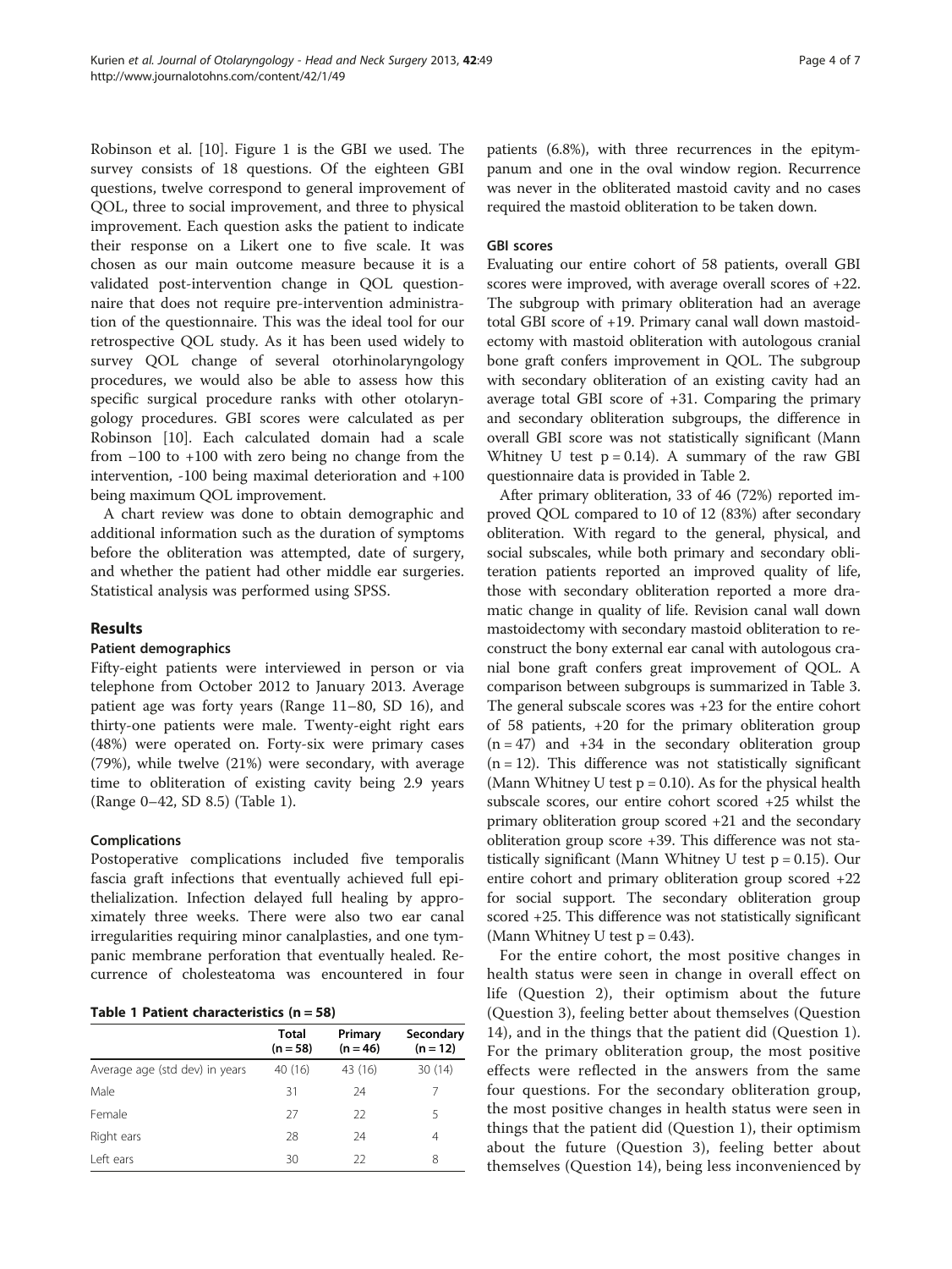Robinson et al. [10]. Figure 1 is the GBI we used. The survey consists of 18 questions. Of the eighteen GBI questions, twelve correspond to general improvement of QOL, three to social improvement, and three to physical improvement. Each question asks the patient to indicate their response on a Likert one to five scale. It was chosen as our main outcome measure because it is a validated post-intervention change in QOL questionnaire that does not require pre-intervention administration of the questionnaire. This was the ideal tool for our retrospective QOL study. As it has been used widely to survey QOL change of several otorhinolaryngology procedures, we would also be able to assess how this specific surgical procedure ranks with other otolaryngology procedures. GBI scores were calculated as per Robinson [10]. Each calculated domain had a scale from −100 to +100 with zero being no change from the intervention, -100 being maximal deterioration and +100 being maximum QOL improvement.

A chart review was done to obtain demographic and additional information such as the duration of symptoms before the obliteration was attempted, date of surgery, and whether the patient had other middle ear surgeries. Statistical analysis was performed using SPSS.

## Results

### Patient demographics

Fifty-eight patients were interviewed in person or via telephone from October 2012 to January 2013. Average patient age was forty years (Range 11–80, SD 16), and thirty-one patients were male. Twenty-eight right ears (48%) were operated on. Forty-six were primary cases (79%), while twelve (21%) were secondary, with average time to obliteration of existing cavity being 2.9 years (Range 0–42, SD 8.5) (Table 1).

### Complications

Postoperative complications included five temporalis fascia graft infections that eventually achieved full epithelialization. Infection delayed full healing by approximately three weeks. There were also two ear canal irregularities requiring minor canalplasties, and one tympanic membrane perforation that eventually healed. Recurrence of cholesteatoma was encountered in four patients (6.8%), with three recurrences in the epitympanum and one in the oval window region. Recurrence was never in the obliterated mastoid cavity and no cases required the mastoid obliteration to be taken down.

**Table 1 Patient characteristics (n = 58)**

| | Total (n = 58) | Primary (n = 46) | Secondary (n = 12) |
|---|---|---|---|
| Average age (std dev) in years | 40 (16) | 43 (16) | 30 (14) |
| Male | 31 | 24 | 7 |
| Female | 27 | 22 | 5 |
| Right ears | 28 | 24 | 4 |
| Left ears | 30 | 22 | 8 |

### GBI scores

Evaluating our entire cohort of 58 patients, overall GBI scores were improved, with average overall scores of +22. The subgroup with primary obliteration had an average total GBI score of +19. Primary canal wall down mastoidectomy with mastoid obliteration with autologous cranial bone graft confers improvement in QOL. The subgroup with secondary obliteration of an existing cavity had an average total GBI score of +31. Comparing the primary and secondary obliteration subgroups, the difference in overall GBI score was not statistically significant (Mann Whitney U test $p = 0.14$). A summary of the raw GBI questionnaire data is provided in Table 2.

After primary obliteration, 33 of 46 (72%) reported improved QOL compared to 10 of 12 (83%) after secondary obliteration. With regard to the general, physical, and social subscales, while both primary and secondary obliteration patients reported an improved quality of life, those with secondary obliteration reported a more dramatic change in quality of life. Revision canal wall down mastoidectomy with secondary mastoid obliteration to reconstruct the bony external ear canal with autologous cranial bone graft confers great improvement of QOL. A comparison between subgroups is summarized in Table 3. The general subscale scores was +23 for the entire cohort of 58 patients, +20 for the primary obliteration group (n = 47) and +34 in the secondary obliteration group (n = 12). This difference was not statistically significant (Mann Whitney U test $p = 0.10$). As for the physical health subscale scores, our entire cohort scored +25 whilst the primary obliteration group scored +21 and the secondary obliteration group score +39. This difference was not statistically significant (Mann Whitney U test $p = 0.15$). Our entire cohort and primary obliteration group scored +22 for social support. The secondary obliteration group scored +25. This difference was not statistically significant (Mann Whitney U test $p = 0.43$).

For the entire cohort, the most positive changes in health status were seen in change in overall effect on life (Question 2), their optimism about the future (Question 3), feeling better about themselves (Question 14), and in the things that the patient did (Question 1). For the primary obliteration group, the most positive effects were reflected in the answers from the same four questions. For the secondary obliteration group, the most positive changes in health status were seen in things that the patient did (Question 1), their optimism about the future (Question 3), feeling better about themselves (Question 14), being less inconvenienced by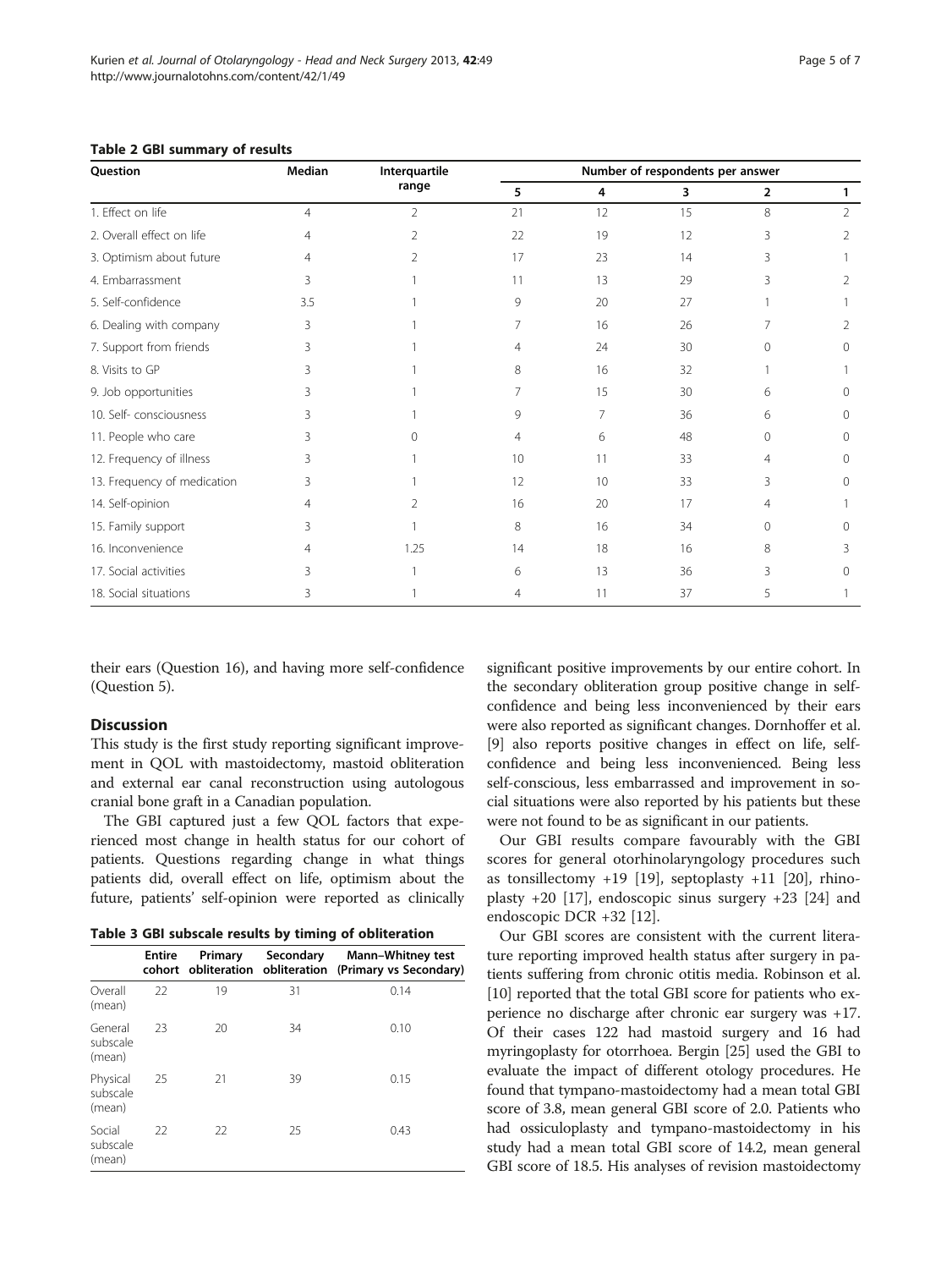**Table 2 GBI summary of results**

| Question | Median | Interquartile range | Number of respondents per answer | | | | |
|---|---|---|---|---|---|---|---|
| | | | 5 | 4 | 3 | 2 | 1 |
| 1. Effect on life | 4 | 2 | 21 | 12 | 15 | 8 | 2 |
| 2. Overall effect on life | 4 | 2 | 22 | 19 | 12 | 3 | 2 |
| 3. Optimism about future | 4 | 2 | 17 | 23 | 14 | 3 | 1 |
| 4. Embarrassment | 3 | 1 | 11 | 13 | 29 | 3 | 2 |
| 5. Self-confidence | 3.5 | 1 | 9 | 20 | 27 | 1 | 1 |
| 6. Dealing with company | 3 | 1 | 7 | 16 | 26 | 7 | 2 |
| 7. Support from friends | 3 | 1 | 4 | 24 | 30 | 0 | 0 |
| 8. Visits to GP | 3 | 1 | 8 | 16 | 32 | 1 | 1 |
| 9. Job opportunities | 3 | 1 | 7 | 15 | 30 | 6 | 0 |
| 10. Self- consciousness | 3 | 1 | 9 | 7 | 36 | 6 | 0 |
| 11. People who care | 3 | 0 | 4 | 6 | 48 | 0 | 0 |
| 12. Frequency of illness | 3 | 1 | 10 | 11 | 33 | 4 | 0 |
| 13. Frequency of medication | 3 | 1 | 12 | 10 | 33 | 3 | 0 |
| 14. Self-opinion | 4 | 2 | 16 | 20 | 17 | 4 | 1 |
| 15. Family support | 3 | 1 | 8 | 16 | 34 | 0 | 0 |
| 16. Inconvenience | 4 | 1.25 | 14 | 18 | 16 | 8 | 3 |
| 17. Social activities | 3 | 1 | 6 | 13 | 36 | 3 | 0 |
| 18. Social situations | 3 | 1 | 4 | 11 | 37 | 5 | 1 |

their ears (Question 16), and having more self-confidence (Question 5).

## Discussion

This study is the first study reporting significant improvement in QOL with mastoidectomy, mastoid obliteration and external ear canal reconstruction using autologous cranial bone graft in a Canadian population.

The GBI captured just a few QOL factors that experienced most change in health status for our cohort of patients. Questions regarding change in what things patients did, overall effect on life, optimism about the future, patients' self-opinion were reported as clinically significant positive improvements by our entire cohort. In the secondary obliteration group positive change in self-confidence and being less inconvenienced by their ears were also reported as significant changes. Dornhoffer et al. [9] also reports positive changes in effect on life, self-confidence and being less inconvenienced. Being less self-conscious, less embarrassed and improvement in social situations were also reported by his patients but these were not found to be as significant in our patients.

**Table 3 GBI subscale results by timing of obliteration**

| | Entire cohort | Primary obliteration | Secondary obliteration | Mann–Whitney test (Primary vs Secondary) |
|---|---|---|---|---|
| Overall (mean) | 22 | 19 | 31 | 0.14 |
| General subscale (mean) | 23 | 20 | 34 | 0.10 |
| Physical subscale (mean) | 25 | 21 | 39 | 0.15 |
| Social subscale (mean) | 22 | 22 | 25 | 0.43 |

Our GBI results compare favourably with the GBI scores for general otorhinolaryngology procedures such as tonsillectomy +19 [19], septoplasty +11 [20], rhinoplasty +20 [17], endoscopic sinus surgery +23 [24] and endoscopic DCR +32 [12].

Our GBI scores are consistent with the current literature reporting improved health status after surgery in patients suffering from chronic otitis media. Robinson et al. [10] reported that the total GBI score for patients who experience no discharge after chronic ear surgery was +17. Of their cases 122 had mastoid surgery and 16 had myringoplasty for otorrhoea. Bergin [25] used the GBI to evaluate the impact of different otology procedures. He found that tympano-mastoidectomy had a mean total GBI score of 3.8, mean general GBI score of 2.0. Patients who had ossiculoplasty and tympano-mastoidectomy in his study had a mean total GBI score of 14.2, mean general GBI score of 18.5. His analyses of revision mastoidectomy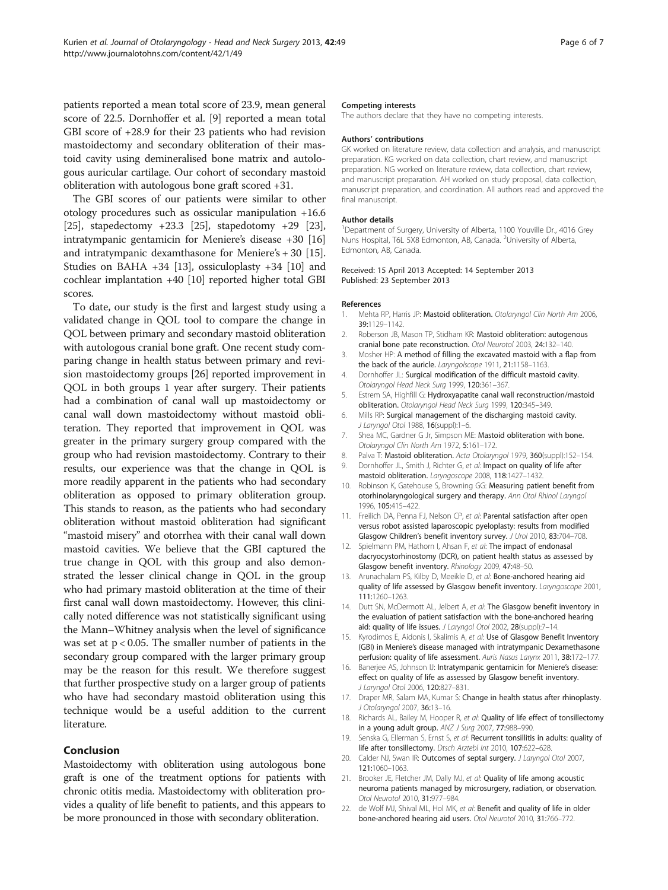patients reported a mean total score of 23.9, mean general score of 22.5. Dornhoffer et al. [9] reported a mean total GBI score of +28.9 for their 23 patients who had revision mastoidectomy and secondary obliteration of their mastoid cavity using demineralised bone matrix and autologous auricular cartilage. Our cohort of secondary mastoid obliteration with autologous bone graft scored +31.

The GBI scores of our patients were similar to other otology procedures such as ossicular manipulation +16.6 [25], stapedectomy +23.3 [25], stapedotomy +29 [23], intratympanic gentamicin for Meniere's disease +30 [16] and intratympanic dexamthasone for Meniere's + 30 [15]. Studies on BAHA +34 [13], ossiculoplasty +34 [10] and cochlear implantation +40 [10] reported higher total GBI scores.

To date, our study is the first and largest study using a validated change in QOL tool to compare the change in QOL between primary and secondary mastoid obliteration with autologous cranial bone graft. One recent study comparing change in health status between primary and revision mastoidectomy groups [26] reported improvement in QOL in both groups 1 year after surgery. Their patients had a combination of canal wall up mastoidectomy or canal wall down mastoidectomy without mastoid obliteration. They reported that improvement in QOL was greater in the primary surgery group compared with the group who had revision mastoidectomy. Contrary to their results, our experience was that the change in QOL is more readily apparent in the patients who had secondary obliteration as opposed to primary obliteration group. This stands to reason, as the patients who had secondary obliteration without mastoid obliteration had significant "mastoid misery" and otorrhea with their canal wall down mastoid cavities. We believe that the GBI captured the true change in QOL with this group and also demonstrated the lesser clinical change in QOL in the group who had primary mastoid obliteration at the time of their first canal wall down mastoidectomy. However, this clinically noted difference was not statistically significant using the Mann–Whitney analysis when the level of significance was set at $p < 0.05$. The smaller number of patients in the secondary group compared with the larger primary group may be the reason for this result. We therefore suggest that further prospective study on a larger group of patients who have had secondary mastoid obliteration using this technique would be a useful addition to the current literature.

## Conclusion

Mastoidectomy with obliteration using autologous bone graft is one of the treatment options for patients with chronic otitis media. Mastoidectomy with obliteration provides a quality of life benefit to patients, and this appears to be more pronounced in those with secondary obliteration.

#### Competing interests

The authors declare that they have no competing interests.

#### Authors' contributions

GK worked on literature review, data collection and analysis, and manuscript preparation. KG worked on data collection, chart review, and manuscript preparation. NG worked on literature review, data collection, chart review, and manuscript preparation. AH worked on study proposal, data collection, manuscript preparation, and coordination. All authors read and approved the final manuscript.

#### Author details

[1]Department of Surgery, University of Alberta, 1100 Youville Dr., 4016 Grey Nuns Hospital, T6L 5X8 Edmonton, AB, Canada. [2]University of Alberta, Edmonton, AB, Canada.

Received: 15 April 2013 Accepted: 14 September 2013
Published: 23 September 2013

#### References

1. Mehta RP, Harris JP: **Mastoid obliteration.** *Otolaryngol Clin North Am* 2006, **39:**1129–1142.
2. Roberson JB, Mason TP, Stidham KR: **Mastoid obliteration: autogenous cranial bone pate reconstruction.** *Otol Neurotol* 2003, **24:**132–140.
3. Mosher HP: **A method of filling the excavated mastoid with a flap from the back of the auricle.** *Laryngolscope* 1911, **21:**1158–1163.
4. Dornhoffer JL: **Surgical modification of the difficult mastoid cavity.** *Otolaryngol Head Neck Surg* 1999, **120:**361–367.
5. Estrem SA, Highfill G: **Hydroxyapatite canal wall reconstruction/mastoid obliteration.** *Otolaryngol Head Neck Surg* 1999, **120:**345–349.
6. Mills RP: **Surgical management of the discharging mastoid cavity.** *J Laryngol Otol* 1988, **16**(suppl):1–6.
7. Shea MC, Gardner G Jr, Simpson ME: **Mastoid obliteration with bone.** *Otolaryngol Clin North Am* 1972, **5:**161–172.
8. Palva T: **Mastoid obliteration.** *Acta Otolaryngol* 1979, **360**(suppl):152–154.
9. Dornhoffer JL, Smith J, Richter G, *et al*: **Impact on quality of life after mastoid obliteration.** *Laryngoscope* 2008, **118:**1427–1432.
10. Robinson K, Gatehouse S, Browning GG: **Measuring patient benefit from otorhinolaryngological surgery and therapy.** *Ann Otol Rhinol Laryngol* 1996, **105:**415–422.
11. Freilich DA, Penna FJ, Nelson CP, *et al*: **Parental satisfaction after open versus robot assisted laparoscopic pyeloplasty: results from modified Glasgow Children's benefit inventory survey.** *J Urol* 2010, **83:**704–708.
12. Spielmann PM, Hathorn I, Ahsan F, *et al*: **The impact of endonasal dacryocystorhinostomy (DCR), on patient health status as assessed by Glasgow benefit inventory.** *Rhinology* 2009, **47:**48–50.
13. Arunachalam PS, Kilby D, Meeikle D, *et al*: **Bone-anchored hearing aid quality of life assessed by Glasgow benefit inventory.** *Laryngoscope* 2001, **111:**1260–1263.
14. Dutt SN, McDermott AL, Jelbert A, *et al*: **The Glasgow benefit inventory in the evaluation of patient satisfaction with the bone-anchored hearing aid: quality of life issues.** *J Laryngol Otol* 2002, **28**(suppl):7–14.
15. Kyrodimos E, Aidonis I, Skalimis A, *et al*: **Use of Glasgow Benefit Inventory (GBI) in Meniere's disease managed with intratympanic Dexamethasone perfusion: quality of life assessment.** *Auris Nasus Larynx* 2011, **38:**172–177.
16. Banerjee AS, Johnson IJ: **Intratympanic gentamicin for Meniere's disease: effect on quality of life as assessed by Glasgow benefit inventory.** *J Laryngol Otol* 2006, **120:**827–831.
17. Draper MR, Salam MA, Kumar S: **Change in health status after rhinoplasty.** *J Otolaryngol* 2007, **36:**13–16.
18. Richards AL, Bailey M, Hooper R, *et al*: **Quality of life effect of tonsillectomy in a young adult group.** *ANZ J Surg* 2007, **77:**988–990.
19. Senska G, Ellerman S, Ernst S, *et al*: **Recurrent tonsillitis in adults: quality of life after tonsillectomy.** *Dtsch Arztebl Int* 2010, **107:**622–628.
20. Calder NJ, Swan IR: **Outcomes of septal surgery.** *J Laryngol Otol* 2007, **121:**1060–1063.
21. Brooker JE, Fletcher JM, Dally MJ, *et al*: **Quality of life among acoustic neuroma patients managed by microsurgery, radiation, or observation.** *Otol Neurotol* 2010, **31:**977–984.
22. de Wolf MJ, Shival ML, Hol MK, *et al*: **Benefit and quality of life in older bone-anchored hearing aid users.** *Otol Neurotol* 2010, **31:**766–772.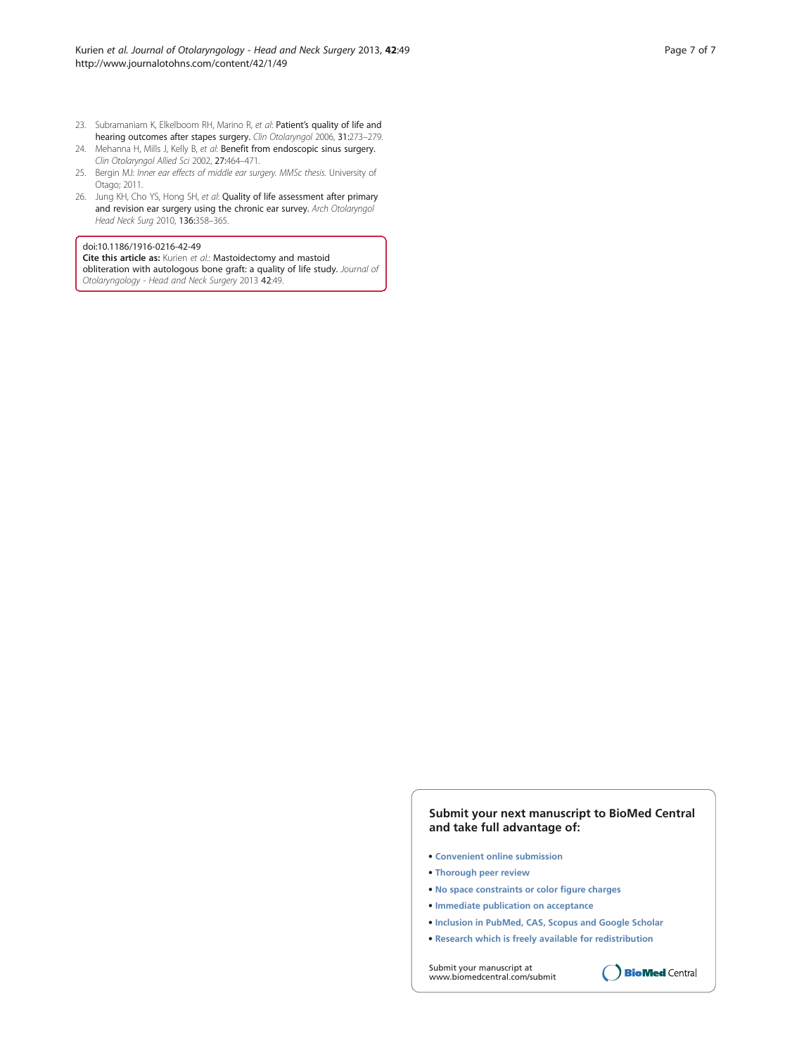23. Subramaniam K, Elkelboom RH, Marino R, *et al*: **Patient's quality of life and hearing outcomes after stapes surgery.** *Clin Otolaryngol* 2006, **31**:273–279.
24. Mehanna H, Mills J, Kelly B, *et al*: **Benefit from endoscopic sinus surgery.** *Clin Otolaryngol Allied Sci* 2002, **27**:464–471.
25. Bergin MJ: *Inner ear effects of middle ear surgery. MMSc thesis.* University of Otago; 2011.
26. Jung KH, Cho YS, Hong SH, *et al*: **Quality of life assessment after primary and revision ear surgery using the chronic ear survey.** *Arch Otolaryngol Head Neck Surg* 2010, **136**:358–365.

doi:10.1186/1916-0216-42-49
**Cite this article as:** Kurien *et al.*: Mastoidectomy and mastoid obliteration with autologous bone graft: a quality of life study. *Journal of Otolaryngology - Head and Neck Surgery* 2013 **42**:49.

**Submit your next manuscript to BioMed Central and take full advantage of:**

- **Convenient online submission**
- **Thorough peer review**
- **No space constraints or color figure charges**
- **Immediate publication on acceptance**
- **Inclusion in PubMed, CAS, Scopus and Google Scholar**
- **Research which is freely available for redistribution**

Submit your manuscript at
www.biomedcentral.com/submit

BioMed Central